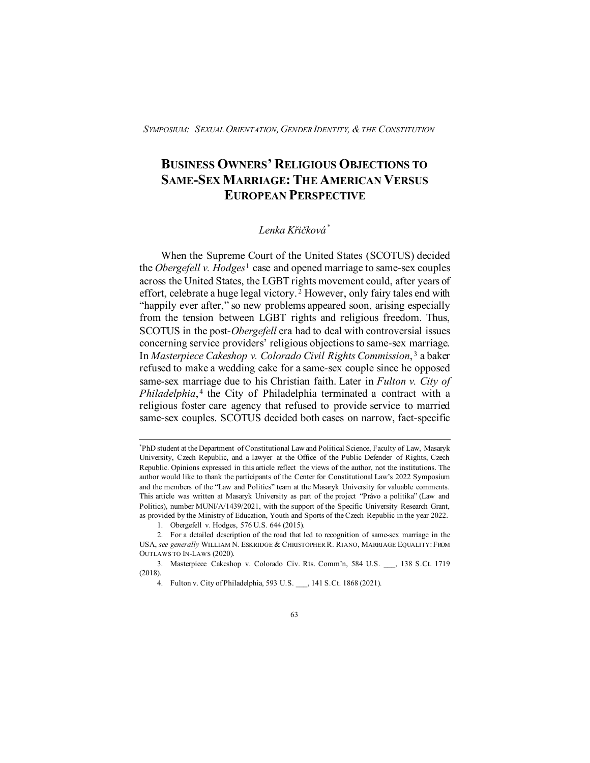*SYMPOSIUM: SEXUAL ORIENTATION, GENDER IDENTITY, & THE CONSTITUTION*

# BUSINESS OWNERS' RELIGIOUS OBJECTIONS TO SAME-SEX MARRIAGE: THE AMERICAN VERSUS EUROPEAN PERSPECTIVE

*Lenka Křičková*[*]

When the Supreme Court of the United States (SCOTUS) decided the *Obergefell v. Hodges*[1] case and opened marriage to same-sex couples across the United States, the LGBT rights movement could, after years of effort, celebrate a huge legal victory.[2] However, only fairy tales end with "happily ever after," so new problems appeared soon, arising especially from the tension between LGBT rights and religious freedom. Thus, SCOTUS in the post-*Obergefell* era had to deal with controversial issues concerning service providers' religious objections to same-sex marriage. In *Masterpiece Cakeshop v. Colorado Civil Rights Commission*,[3] a baker refused to make a wedding cake for a same-sex couple since he opposed same-sex marriage due to his Christian faith. Later in *Fulton v. City of Philadelphia*,[4] the City of Philadelphia terminated a contract with a religious foster care agency that refused to provide service to married same-sex couples. SCOTUS decided both cases on narrow, fact-specific

---

[*] PhD student at the Department of Constitutional Law and Political Science, Faculty of Law, Masaryk University, Czech Republic, and a lawyer at the Office of the Public Defender of Rights, Czech Republic. Opinions expressed in this article reflect the views of the author, not the institutions. The author would like to thank the participants of the Center for Constitutional Law's 2022 Symposium and the members of the "Law and Politics" team at the Masaryk University for valuable comments. This article was written at Masaryk University as part of the project "Právo a politika" (Law and Politics), number MUNI/A/1439/2021, with the support of the Specific University Research Grant, as provided by the Ministry of Education, Youth and Sports of the Czech Republic in the year 2022.

1. Obergefell v. Hodges, 576 U.S. 644 (2015).

2. For a detailed description of the road that led to recognition of same-sex marriage in the USA, *see generally* WILLIAM N. ESKRIDGE & CHRISTOPHER R. RIANO, MARRIAGE EQUALITY: FROM OUTLAWS TO IN-LAWS (2020).

3. Masterpiece Cakeshop v. Colorado Civ. Rts. Comm'n, 584 U.S. ___, 138 S.Ct. 1719 (2018).

4. Fulton v. City of Philadelphia, 593 U.S. ___, 141 S.Ct. 1868 (2021).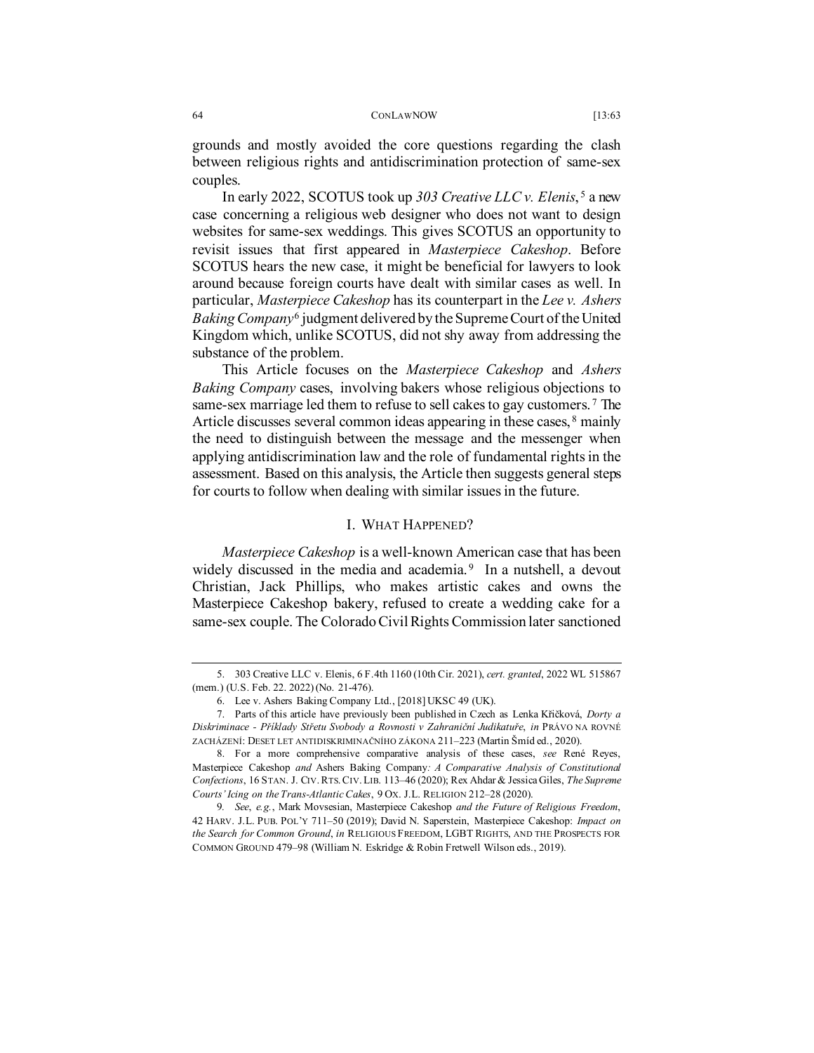grounds and mostly avoided the core questions regarding the clash between religious rights and antidiscrimination protection of same-sex couples.

In early 2022, SCOTUS took up *303 Creative LLC v. Elenis*,[5] a new case concerning a religious web designer who does not want to design websites for same-sex weddings. This gives SCOTUS an opportunity to revisit issues that first appeared in *Masterpiece Cakeshop*. Before SCOTUS hears the new case, it might be beneficial for lawyers to look around because foreign courts have dealt with similar cases as well. In particular, *Masterpiece Cakeshop* has its counterpart in the *Lee v. Ashers Baking Company*[6] judgment delivered by the Supreme Court of the United Kingdom which, unlike SCOTUS, did not shy away from addressing the substance of the problem.

This Article focuses on the *Masterpiece Cakeshop* and *Ashers Baking Company* cases, involving bakers whose religious objections to same-sex marriage led them to refuse to sell cakes to gay customers.[7] The Article discusses several common ideas appearing in these cases,[8] mainly the need to distinguish between the message and the messenger when applying antidiscrimination law and the role of fundamental rights in the assessment. Based on this analysis, the Article then suggests general steps for courts to follow when dealing with similar issues in the future.

## I. WHAT HAPPENED?

*Masterpiece Cakeshop* is a well-known American case that has been widely discussed in the media and academia.[9] In a nutshell, a devout Christian, Jack Phillips, who makes artistic cakes and owns the Masterpiece Cakeshop bakery, refused to create a wedding cake for a same-sex couple. The Colorado Civil Rights Commission later sanctioned

---

5. 303 Creative LLC v. Elenis, 6 F.4th 1160 (10th Cir. 2021), *cert. granted*, 2022 WL 515867 (mem.) (U.S. Feb. 22. 2022) (No. 21-476).

6. Lee v. Ashers Baking Company Ltd., [2018] UKSC 49 (UK).

7. Parts of this article have previously been published in Czech as Lenka Křičková, *Dorty a Diskriminace - Příklady Střetu Svobody a Rovnosti v Zahraniční Judikatuře*, *in* PRÁVO NA ROVNÉ ZACHÁZENÍ: DESET LET ANTIDISKRIMINAČNÍHO ZÁKONA 211–223 (Martin Šmíd ed., 2020).

8. For a more comprehensive comparative analysis of these cases, *see* René Reyes, Masterpiece Cakeshop *and* Ashers Baking Company*: A Comparative Analysis of Constitutional Confections*, 16 STAN. J. CIV. RTS. CIV. LIB. 113–46 (2020); Rex Ahdar & Jessica Giles, *The Supreme Courts' Icing on the Trans-Atlantic Cakes*, 9 OX. J.L. RELIGION 212–28 (2020).

9. *See*, *e.g.*, Mark Movsesian, Masterpiece Cakeshop *and the Future of Religious Freedom*, 42 HARV. J.L. PUB. POL'Y 711–50 (2019); David N. Saperstein, Masterpiece Cakeshop: *Impact on the Search for Common Ground*, *in* RELIGIOUS FREEDOM, LGBT RIGHTS, AND THE PROSPECTS FOR COMMON GROUND 479–98 (William N. Eskridge & Robin Fretwell Wilson eds., 2019).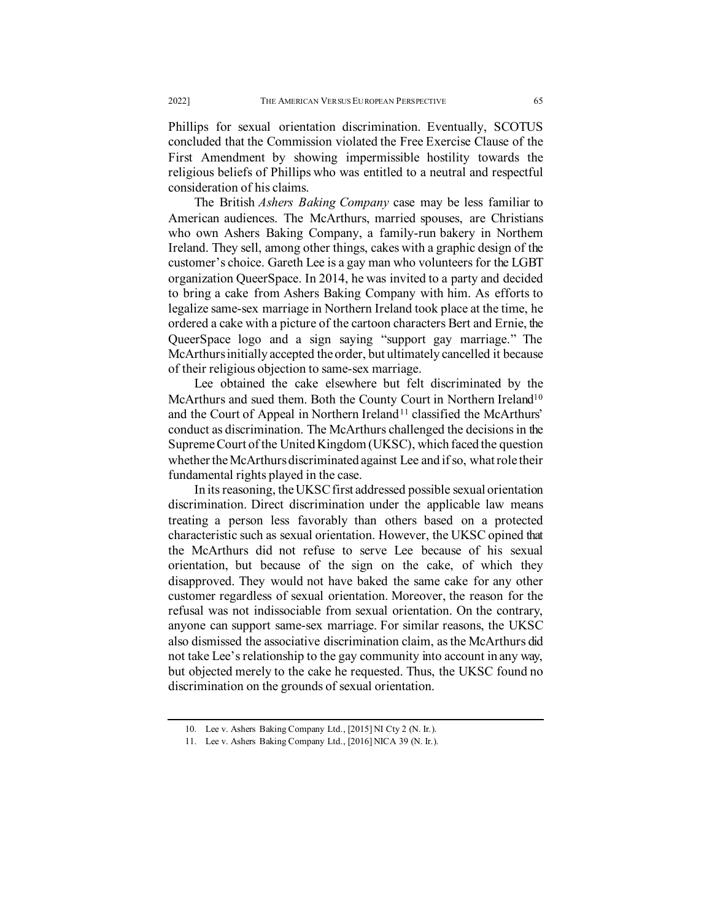Phillips for sexual orientation discrimination. Eventually, SCOTUS concluded that the Commission violated the Free Exercise Clause of the First Amendment by showing impermissible hostility towards the religious beliefs of Phillips who was entitled to a neutral and respectful consideration of his claims.

The British *Ashers Baking Company* case may be less familiar to American audiences. The McArthurs, married spouses, are Christians who own Ashers Baking Company, a family-run bakery in Northern Ireland. They sell, among other things, cakes with a graphic design of the customer's choice. Gareth Lee is a gay man who volunteers for the LGBT organization QueerSpace. In 2014, he was invited to a party and decided to bring a cake from Ashers Baking Company with him. As efforts to legalize same-sex marriage in Northern Ireland took place at the time, he ordered a cake with a picture of the cartoon characters Bert and Ernie, the QueerSpace logo and a sign saying "support gay marriage." The McArthurs initially accepted the order, but ultimately cancelled it because of their religious objection to same-sex marriage.

Lee obtained the cake elsewhere but felt discriminated by the McArthurs and sued them. Both the County Court in Northern Ireland[10] and the Court of Appeal in Northern Ireland[11] classified the McArthurs' conduct as discrimination. The McArthurs challenged the decisions in the Supreme Court of the United Kingdom (UKSC), which faced the question whether the McArthurs discriminated against Lee and if so, what role their fundamental rights played in the case.

In its reasoning, the UKSC first addressed possible sexual orientation discrimination. Direct discrimination under the applicable law means treating a person less favorably than others based on a protected characteristic such as sexual orientation. However, the UKSC opined that the McArthurs did not refuse to serve Lee because of his sexual orientation, but because of the sign on the cake, of which they disapproved. They would not have baked the same cake for any other customer regardless of sexual orientation. Moreover, the reason for the refusal was not indissociable from sexual orientation. On the contrary, anyone can support same-sex marriage. For similar reasons, the UKSC also dismissed the associative discrimination claim, as the McArthurs did not take Lee's relationship to the gay community into account in any way, but objected merely to the cake he requested. Thus, the UKSC found no discrimination on the grounds of sexual orientation.

---

10. Lee v. Ashers Baking Company Ltd., [2015] NI Cty 2 (N. Ir.).

11. Lee v. Ashers Baking Company Ltd., [2016] NICA 39 (N. Ir.).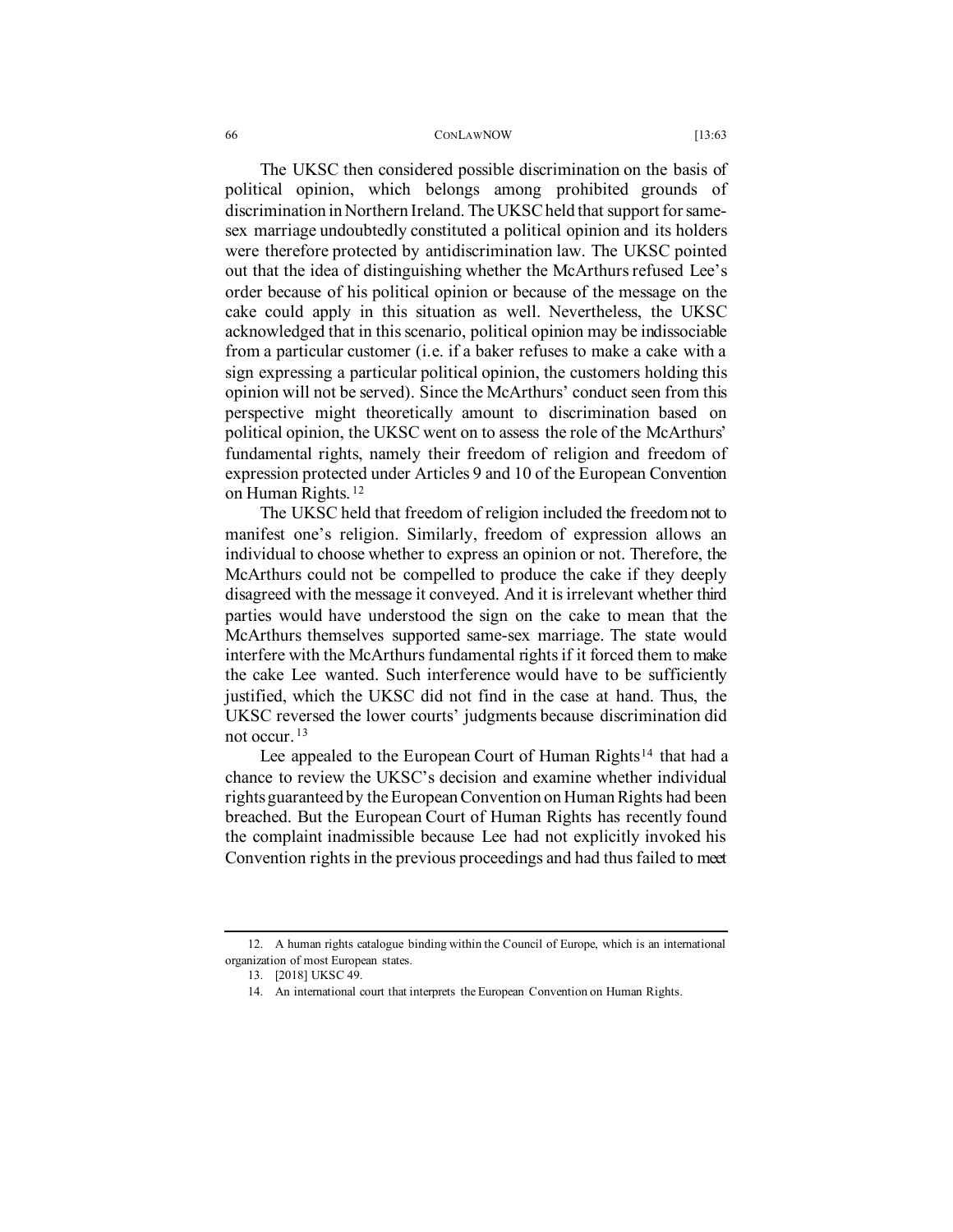The UKSC then considered possible discrimination on the basis of political opinion, which belongs among prohibited grounds of discrimination in Northern Ireland. The UKSC held that support for same-sex marriage undoubtedly constituted a political opinion and its holders were therefore protected by antidiscrimination law. The UKSC pointed out that the idea of distinguishing whether the McArthurs refused Lee's order because of his political opinion or because of the message on the cake could apply in this situation as well. Nevertheless, the UKSC acknowledged that in this scenario, political opinion may be indissociable from a particular customer (i.e. if a baker refuses to make a cake with a sign expressing a particular political opinion, the customers holding this opinion will not be served). Since the McArthurs' conduct seen from this perspective might theoretically amount to discrimination based on political opinion, the UKSC went on to assess the role of the McArthurs' fundamental rights, namely their freedom of religion and freedom of expression protected under Articles 9 and 10 of the European Convention on Human Rights.[12]

The UKSC held that freedom of religion included the freedom not to manifest one's religion. Similarly, freedom of expression allows an individual to choose whether to express an opinion or not. Therefore, the McArthurs could not be compelled to produce the cake if they deeply disagreed with the message it conveyed. And it is irrelevant whether third parties would have understood the sign on the cake to mean that the McArthurs themselves supported same-sex marriage. The state would interfere with the McArthurs fundamental rights if it forced them to make the cake Lee wanted. Such interference would have to be sufficiently justified, which the UKSC did not find in the case at hand. Thus, the UKSC reversed the lower courts' judgments because discrimination did not occur.[13]

Lee appealed to the European Court of Human Rights[14] that had a chance to review the UKSC's decision and examine whether individual rights guaranteed by the European Convention on Human Rights had been breached. But the European Court of Human Rights has recently found the complaint inadmissible because Lee had not explicitly invoked his Convention rights in the previous proceedings and had thus failed to meet

---

12. A human rights catalogue binding within the Council of Europe, which is an international organization of most European states.

13. [2018] UKSC 49.

14. An international court that interprets the European Convention on Human Rights.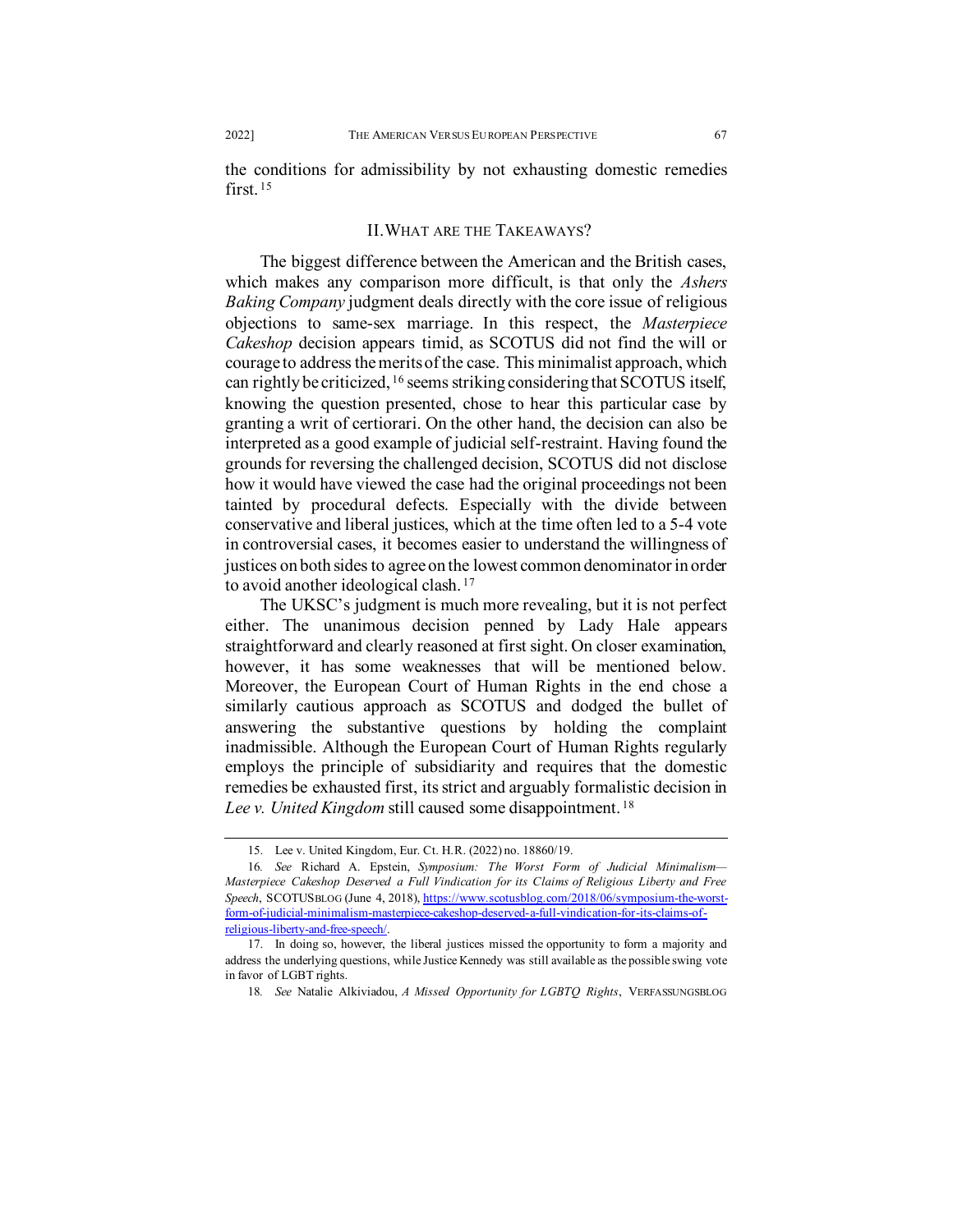the conditions for admissibility by not exhausting domestic remedies first.[15]

## II. WHAT ARE THE TAKEAWAYS?

The biggest difference between the American and the British cases, which makes any comparison more difficult, is that only the *Ashers Baking Company* judgment deals directly with the core issue of religious objections to same-sex marriage. In this respect, the *Masterpiece Cakeshop* decision appears timid, as SCOTUS did not find the will or courage to address the merits of the case. This minimalist approach, which can rightly be criticized,[16] seems striking considering that SCOTUS itself, knowing the question presented, chose to hear this particular case by granting a writ of certiorari. On the other hand, the decision can also be interpreted as a good example of judicial self-restraint. Having found the grounds for reversing the challenged decision, SCOTUS did not disclose how it would have viewed the case had the original proceedings not been tainted by procedural defects. Especially with the divide between conservative and liberal justices, which at the time often led to a 5-4 vote in controversial cases, it becomes easier to understand the willingness of justices on both sides to agree on the lowest common denominator in order to avoid another ideological clash.[17]

The UKSC's judgment is much more revealing, but it is not perfect either. The unanimous decision penned by Lady Hale appears straightforward and clearly reasoned at first sight. On closer examination, however, it has some weaknesses that will be mentioned below. Moreover, the European Court of Human Rights in the end chose a similarly cautious approach as SCOTUS and dodged the bullet of answering the substantive questions by holding the complaint inadmissible. Although the European Court of Human Rights regularly employs the principle of subsidiarity and requires that the domestic remedies be exhausted first, its strict and arguably formalistic decision in *Lee v. United Kingdom* still caused some disappointment.[18]

---

15. Lee v. United Kingdom, Eur. Ct. H.R. (2022) no. 18860/19.

16. *See* Richard A. Epstein, *Symposium: The Worst Form of Judicial Minimalism—Masterpiece Cakeshop Deserved a Full Vindication for its Claims of Religious Liberty and Free Speech*, SCOTUSBLOG (June 4, 2018), https://www.scotusblog.com/2018/06/symposium-the-worst-form-of-judicial-minimalism-masterpiece-cakeshop-deserved-a-full-vindication-for-its-claims-of-religious-liberty-and-free-speech/.

17. In doing so, however, the liberal justices missed the opportunity to form a majority and address the underlying questions, while Justice Kennedy was still available as the possible swing vote in favor of LGBT rights.

18. *See* Natalie Alkiviadou, *A Missed Opportunity for LGBTQ Rights*, VERFASSUNGSBLOG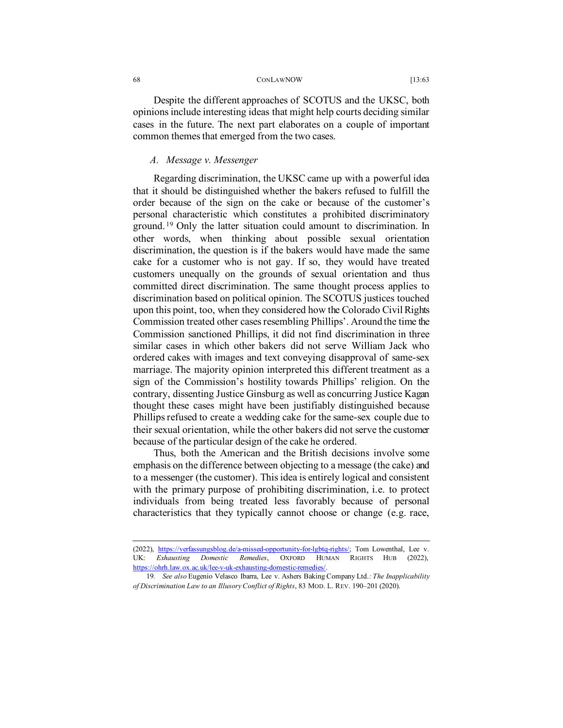Despite the different approaches of SCOTUS and the UKSC, both opinions include interesting ideas that might help courts deciding similar cases in the future. The next part elaborates on a couple of important common themes that emerged from the two cases.

### *A. Message v. Messenger*

Regarding discrimination, the UKSC came up with a powerful idea that it should be distinguished whether the bakers refused to fulfill the order because of the sign on the cake or because of the customer's personal characteristic which constitutes a prohibited discriminatory ground.[19] Only the latter situation could amount to discrimination. In other words, when thinking about possible sexual orientation discrimination, the question is if the bakers would have made the same cake for a customer who is not gay. If so, they would have treated customers unequally on the grounds of sexual orientation and thus committed direct discrimination. The same thought process applies to discrimination based on political opinion. The SCOTUS justices touched upon this point, too, when they considered how the Colorado Civil Rights Commission treated other cases resembling Phillips'. Around the time the Commission sanctioned Phillips, it did not find discrimination in three similar cases in which other bakers did not serve William Jack who ordered cakes with images and text conveying disapproval of same-sex marriage. The majority opinion interpreted this different treatment as a sign of the Commission's hostility towards Phillips' religion. On the contrary, dissenting Justice Ginsburg as well as concurring Justice Kagan thought these cases might have been justifiably distinguished because Phillips refused to create a wedding cake for the same-sex couple due to their sexual orientation, while the other bakers did not serve the customer because of the particular design of the cake he ordered.

Thus, both the American and the British decisions involve some emphasis on the difference between objecting to a message (the cake) and to a messenger (the customer). This idea is entirely logical and consistent with the primary purpose of prohibiting discrimination, i.e. to protect individuals from being treated less favorably because of personal characteristics that they typically cannot choose or change (e.g. race,

---

(2022), https://verfassungsblog.de/a-missed-opportunity-for-lgbtq-rights/; Tom Lowenthal, Lee v. UK: *Exhausting Domestic Remedies*, OXFORD HUMAN RIGHTS HUB (2022), https://ohrh.law.ox.ac.uk/lee-v-uk-exhausting-domestic-remedies/.

19. *See also* Eugenio Velasco Ibarra, Lee v. Ashers Baking Company Ltd.*: The Inapplicability of Discrimination Law to an Illusory Conflict of Rights*, 83 MOD. L. REV. 190–201 (2020).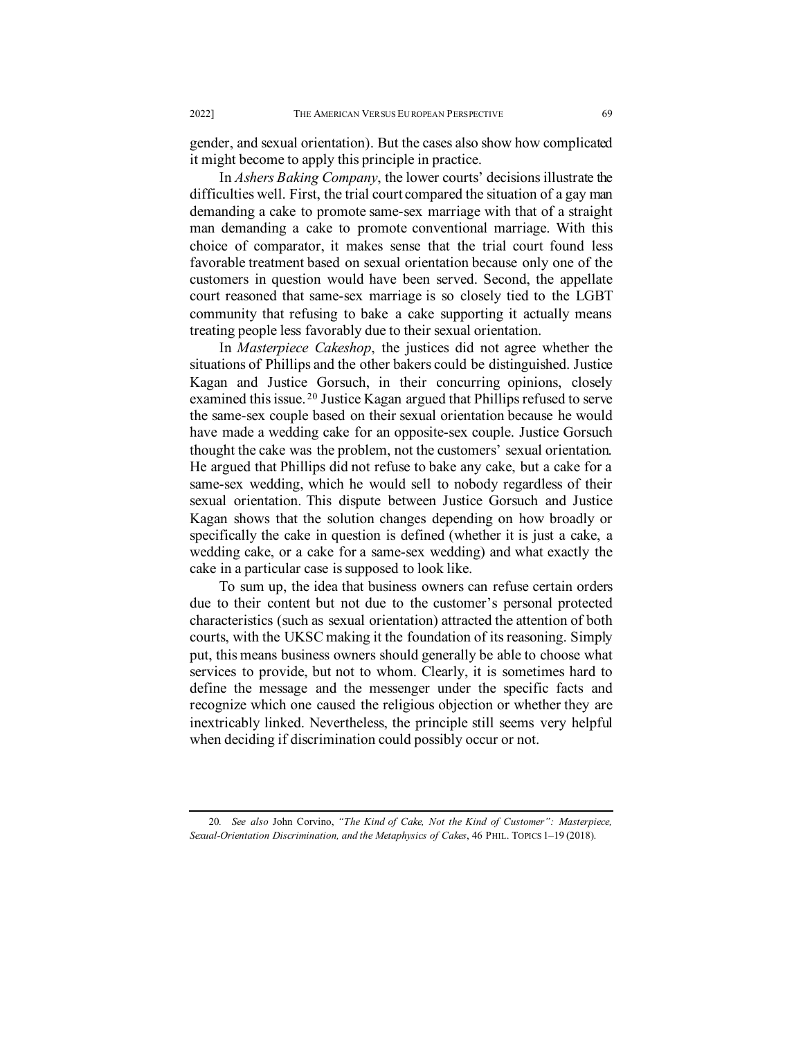gender, and sexual orientation). But the cases also show how complicated it might become to apply this principle in practice.

In *Ashers Baking Company*, the lower courts' decisions illustrate the difficulties well. First, the trial court compared the situation of a gay man demanding a cake to promote same-sex marriage with that of a straight man demanding a cake to promote conventional marriage. With this choice of comparator, it makes sense that the trial court found less favorable treatment based on sexual orientation because only one of the customers in question would have been served. Second, the appellate court reasoned that same-sex marriage is so closely tied to the LGBT community that refusing to bake a cake supporting it actually means treating people less favorably due to their sexual orientation.

In *Masterpiece Cakeshop*, the justices did not agree whether the situations of Phillips and the other bakers could be distinguished. Justice Kagan and Justice Gorsuch, in their concurring opinions, closely examined this issue.[20] Justice Kagan argued that Phillips refused to serve the same-sex couple based on their sexual orientation because he would have made a wedding cake for an opposite-sex couple. Justice Gorsuch thought the cake was the problem, not the customers' sexual orientation. He argued that Phillips did not refuse to bake any cake, but a cake for a same-sex wedding, which he would sell to nobody regardless of their sexual orientation. This dispute between Justice Gorsuch and Justice Kagan shows that the solution changes depending on how broadly or specifically the cake in question is defined (whether it is just a cake, a wedding cake, or a cake for a same-sex wedding) and what exactly the cake in a particular case is supposed to look like.

To sum up, the idea that business owners can refuse certain orders due to their content but not due to the customer's personal protected characteristics (such as sexual orientation) attracted the attention of both courts, with the UKSC making it the foundation of its reasoning. Simply put, this means business owners should generally be able to choose what services to provide, but not to whom. Clearly, it is sometimes hard to define the message and the messenger under the specific facts and recognize which one caused the religious objection or whether they are inextricably linked. Nevertheless, the principle still seems very helpful when deciding if discrimination could possibly occur or not.

---

20. *See also* John Corvino, *"The Kind of Cake, Not the Kind of Customer": Masterpiece, Sexual-Orientation Discrimination, and the Metaphysics of Cakes*, 46 PHIL. TOPICS 1–19 (2018).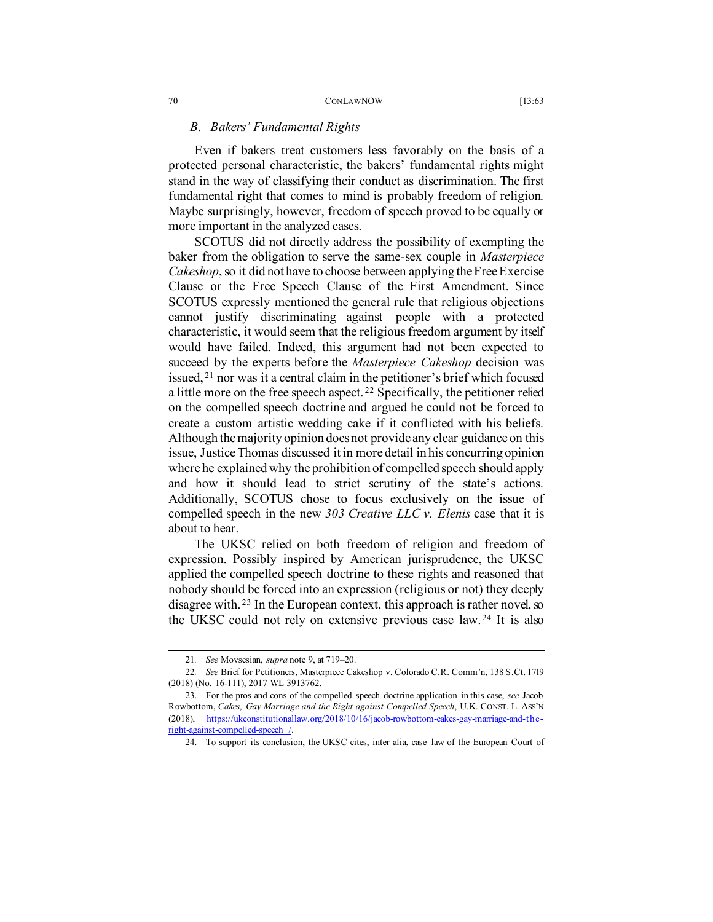### *B. Bakers' Fundamental Rights*

Even if bakers treat customers less favorably on the basis of a protected personal characteristic, the bakers' fundamental rights might stand in the way of classifying their conduct as discrimination. The first fundamental right that comes to mind is probably freedom of religion. Maybe surprisingly, however, freedom of speech proved to be equally or more important in the analyzed cases.

SCOTUS did not directly address the possibility of exempting the baker from the obligation to serve the same-sex couple in *Masterpiece Cakeshop*, so it did not have to choose between applying the Free Exercise Clause or the Free Speech Clause of the First Amendment. Since SCOTUS expressly mentioned the general rule that religious objections cannot justify discriminating against people with a protected characteristic, it would seem that the religious freedom argument by itself would have failed. Indeed, this argument had not been expected to succeed by the experts before the *Masterpiece Cakeshop* decision was issued,[21] nor was it a central claim in the petitioner's brief which focused a little more on the free speech aspect.[22] Specifically, the petitioner relied on the compelled speech doctrine and argued he could not be forced to create a custom artistic wedding cake if it conflicted with his beliefs. Although the majority opinion does not provide any clear guidance on this issue, Justice Thomas discussed it in more detail in his concurring opinion where he explained why the prohibition of compelled speech should apply and how it should lead to strict scrutiny of the state's actions. Additionally, SCOTUS chose to focus exclusively on the issue of compelled speech in the new *303 Creative LLC v. Elenis* case that it is about to hear.

The UKSC relied on both freedom of religion and freedom of expression. Possibly inspired by American jurisprudence, the UKSC applied the compelled speech doctrine to these rights and reasoned that nobody should be forced into an expression (religious or not) they deeply disagree with.[23] In the European context, this approach is rather novel, so the UKSC could not rely on extensive previous case law.[24] It is also

---

21. *See* Movsesian, *supra* note 9, at 719–20.

22. *See* Brief for Petitioners, Masterpiece Cakeshop v. Colorado C.R. Comm'n, 138 S.Ct. 1719 (2018) (No. 16-111), 2017 WL 3913762.

23. For the pros and cons of the compelled speech doctrine application in this case, *see* Jacob Rowbottom, *Cakes, Gay Marriage and the Right against Compelled Speech*, U.K. CONST. L. ASS'N (2018), https://ukconstitutionallaw.org/2018/10/16/jacob-rowbottom-cakes-gay-marriage-and-the-right-against-compelled-speech_/.

24. To support its conclusion, the UKSC cites, inter alia, case law of the European Court of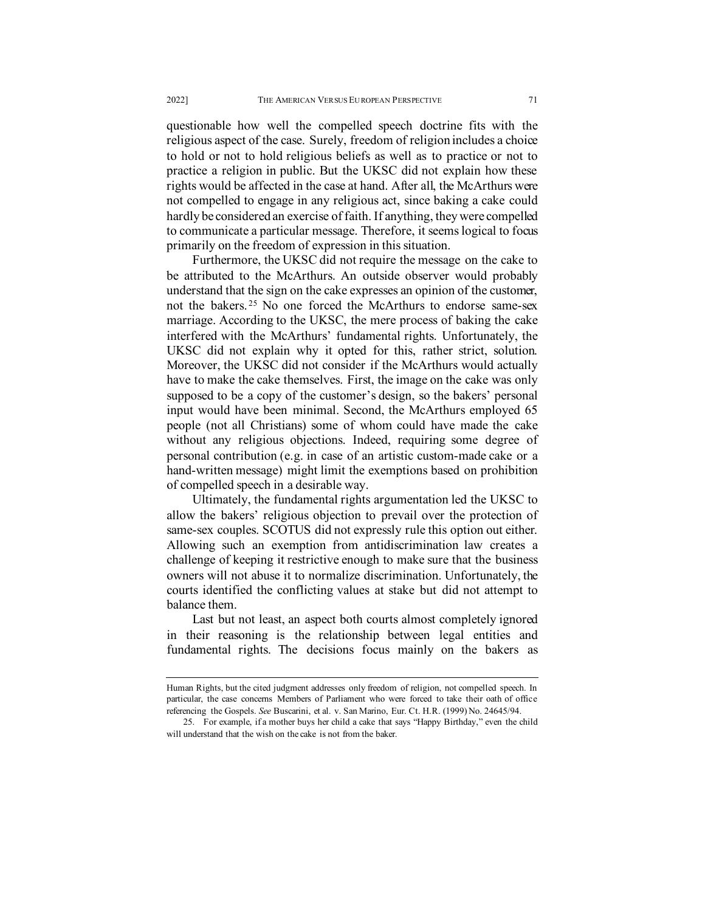questionable how well the compelled speech doctrine fits with the religious aspect of the case. Surely, freedom of religion includes a choice to hold or not to hold religious beliefs as well as to practice or not to practice a religion in public. But the UKSC did not explain how these rights would be affected in the case at hand. After all, the McArthurs were not compelled to engage in any religious act, since baking a cake could hardly be considered an exercise of faith. If anything, they were compelled to communicate a particular message. Therefore, it seems logical to focus primarily on the freedom of expression in this situation.

Furthermore, the UKSC did not require the message on the cake to be attributed to the McArthurs. An outside observer would probably understand that the sign on the cake expresses an opinion of the customer, not the bakers.[25] No one forced the McArthurs to endorse same-sex marriage. According to the UKSC, the mere process of baking the cake interfered with the McArthurs' fundamental rights. Unfortunately, the UKSC did not explain why it opted for this, rather strict, solution. Moreover, the UKSC did not consider if the McArthurs would actually have to make the cake themselves. First, the image on the cake was only supposed to be a copy of the customer's design, so the bakers' personal input would have been minimal. Second, the McArthurs employed 65 people (not all Christians) some of whom could have made the cake without any religious objections. Indeed, requiring some degree of personal contribution (e.g. in case of an artistic custom-made cake or a hand-written message) might limit the exemptions based on prohibition of compelled speech in a desirable way.

Ultimately, the fundamental rights argumentation led the UKSC to allow the bakers' religious objection to prevail over the protection of same-sex couples. SCOTUS did not expressly rule this option out either. Allowing such an exemption from antidiscrimination law creates a challenge of keeping it restrictive enough to make sure that the business owners will not abuse it to normalize discrimination. Unfortunately, the courts identified the conflicting values at stake but did not attempt to balance them.

Last but not least, an aspect both courts almost completely ignored in their reasoning is the relationship between legal entities and fundamental rights. The decisions focus mainly on the bakers as

---

Human Rights, but the cited judgment addresses only freedom of religion, not compelled speech. In particular, the case concerns Members of Parliament who were forced to take their oath of office referencing the Gospels. *See* Buscarini, et al. v. San Marino, Eur. Ct. H.R. (1999) No. 24645/94.

25. For example, if a mother buys her child a cake that says "Happy Birthday," even the child will understand that the wish on the cake is not from the baker.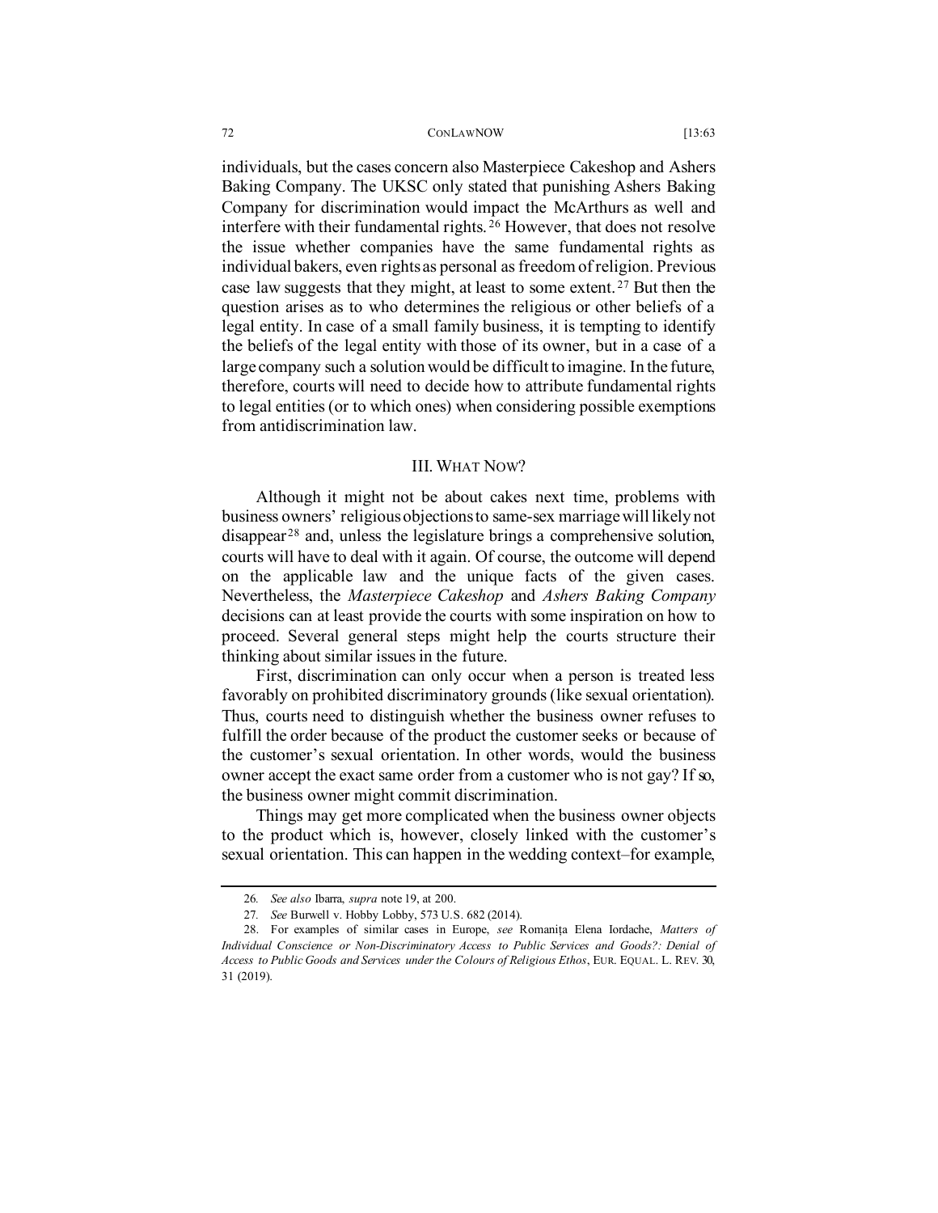individuals, but the cases concern also Masterpiece Cakeshop and Ashers Baking Company. The UKSC only stated that punishing Ashers Baking Company for discrimination would impact the McArthurs as well and interfere with their fundamental rights.[26] However, that does not resolve the issue whether companies have the same fundamental rights as individual bakers, even rights as personal as freedom of religion. Previous case law suggests that they might, at least to some extent.[27] But then the question arises as to who determines the religious or other beliefs of a legal entity. In case of a small family business, it is tempting to identify the beliefs of the legal entity with those of its owner, but in a case of a large company such a solution would be difficult to imagine. In the future, therefore, courts will need to decide how to attribute fundamental rights to legal entities (or to which ones) when considering possible exemptions from antidiscrimination law.

## III. WHAT NOW?

Although it might not be about cakes next time, problems with business owners' religious objections to same-sex marriage will likely not disappear[28] and, unless the legislature brings a comprehensive solution, courts will have to deal with it again. Of course, the outcome will depend on the applicable law and the unique facts of the given cases. Nevertheless, the *Masterpiece Cakeshop* and *Ashers Baking Company* decisions can at least provide the courts with some inspiration on how to proceed. Several general steps might help the courts structure their thinking about similar issues in the future.

First, discrimination can only occur when a person is treated less favorably on prohibited discriminatory grounds (like sexual orientation). Thus, courts need to distinguish whether the business owner refuses to fulfill the order because of the product the customer seeks or because of the customer's sexual orientation. In other words, would the business owner accept the exact same order from a customer who is not gay? If so, the business owner might commit discrimination.

Things may get more complicated when the business owner objects to the product which is, however, closely linked with the customer's sexual orientation. This can happen in the wedding context–for example,

---

26. *See also* Ibarra, *supra* note 19, at 200.

27. *See* Burwell v. Hobby Lobby, 573 U.S. 682 (2014).

28. For examples of similar cases in Europe, *see* Romanița Elena Iordache, *Matters of Individual Conscience or Non-Discriminatory Access to Public Services and Goods?: Denial of Access to Public Goods and Services under the Colours of Religious Ethos*, EUR. EQUAL. L. REV. 30, 31 (2019).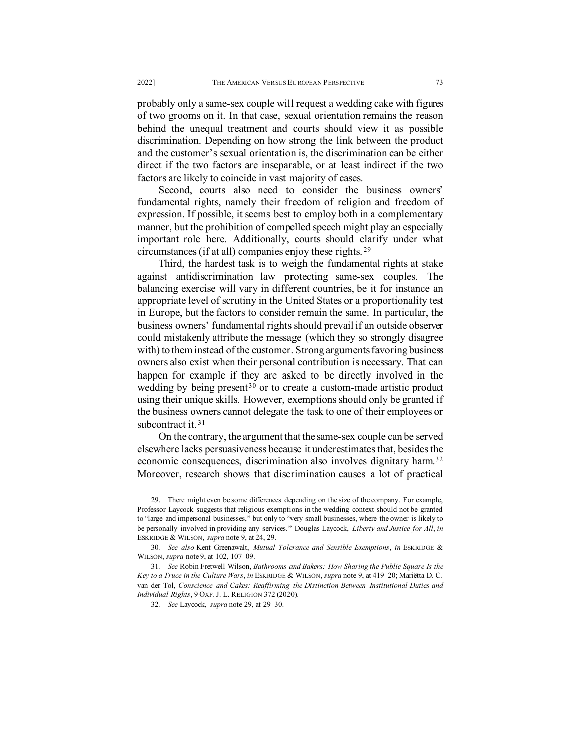probably only a same-sex couple will request a wedding cake with figures of two grooms on it. In that case, sexual orientation remains the reason behind the unequal treatment and courts should view it as possible discrimination. Depending on how strong the link between the product and the customer's sexual orientation is, the discrimination can be either direct if the two factors are inseparable, or at least indirect if the two factors are likely to coincide in vast majority of cases.

Second, courts also need to consider the business owners' fundamental rights, namely their freedom of religion and freedom of expression. If possible, it seems best to employ both in a complementary manner, but the prohibition of compelled speech might play an especially important role here. Additionally, courts should clarify under what circumstances (if at all) companies enjoy these rights.[29]

Third, the hardest task is to weigh the fundamental rights at stake against antidiscrimination law protecting same-sex couples. The balancing exercise will vary in different countries, be it for instance an appropriate level of scrutiny in the United States or a proportionality test in Europe, but the factors to consider remain the same. In particular, the business owners' fundamental rights should prevail if an outside observer could mistakenly attribute the message (which they so strongly disagree with) to them instead of the customer. Strong arguments favoring business owners also exist when their personal contribution is necessary. That can happen for example if they are asked to be directly involved in the wedding by being present[30] or to create a custom-made artistic product using their unique skills. However, exemptions should only be granted if the business owners cannot delegate the task to one of their employees or subcontract it.[31]

On the contrary, the argument that the same-sex couple can be served elsewhere lacks persuasiveness because it underestimates that, besides the economic consequences, discrimination also involves dignitary harm.[32] Moreover, research shows that discrimination causes a lot of practical

---

29. There might even be some differences depending on the size of the company. For example, Professor Laycock suggests that religious exemptions in the wedding context should not be granted to "large and impersonal businesses," but only to "very small businesses, where the owner is likely to be personally involved in providing any services." Douglas Laycock, *Liberty and Justice for All*, *in* ESKRIDGE & WILSON, *supra* note 9, at 24, 29.

30. *See also* Kent Greenawalt, *Mutual Tolerance and Sensible Exemptions*, *in* ESKRIDGE & WILSON, *supra* note 9, at 102, 107–09.

31. *See* Robin Fretwell Wilson, *Bathrooms and Bakers: How Sharing the Public Square Is the Key to a Truce in the Culture Wars*, *in* ESKRIDGE & WILSON, *supra* note 9, at 419–20; Mariëtta D. C. van der Tol, *Conscience and Cakes: Reaffirming the Distinction Between Institutional Duties and Individual Rights*, 9 OXF. J. L. RELIGION 372 (2020).

32. *See* Laycock, *supra* note 29, at 29–30.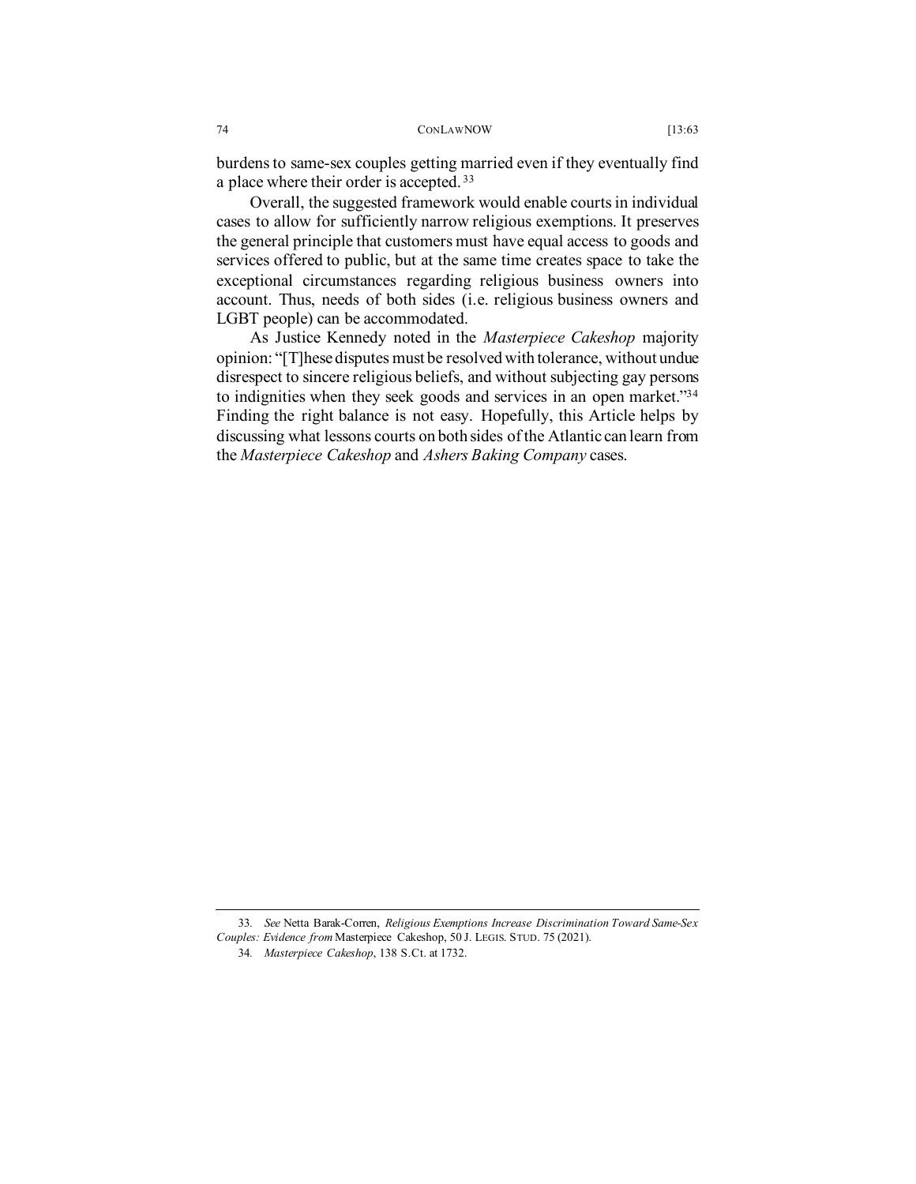burdens to same-sex couples getting married even if they eventually find a place where their order is accepted.[33]

Overall, the suggested framework would enable courts in individual cases to allow for sufficiently narrow religious exemptions. It preserves the general principle that customers must have equal access to goods and services offered to public, but at the same time creates space to take the exceptional circumstances regarding religious business owners into account. Thus, needs of both sides (i.e. religious business owners and LGBT people) can be accommodated.

As Justice Kennedy noted in the *Masterpiece Cakeshop* majority opinion: "[T]hese disputes must be resolved with tolerance, without undue disrespect to sincere religious beliefs, and without subjecting gay persons to indignities when they seek goods and services in an open market."[34] Finding the right balance is not easy. Hopefully, this Article helps by discussing what lessons courts on both sides of the Atlantic can learn from the *Masterpiece Cakeshop* and *Ashers Baking Company* cases.

---

33. *See* Netta Barak-Corren, *Religious Exemptions Increase Discrimination Toward Same-Sex Couples: Evidence from* Masterpiece Cakeshop, 50 J. LEGIS. STUD. 75 (2021).

34. *Masterpiece Cakeshop*, 138 S.Ct. at 1732.